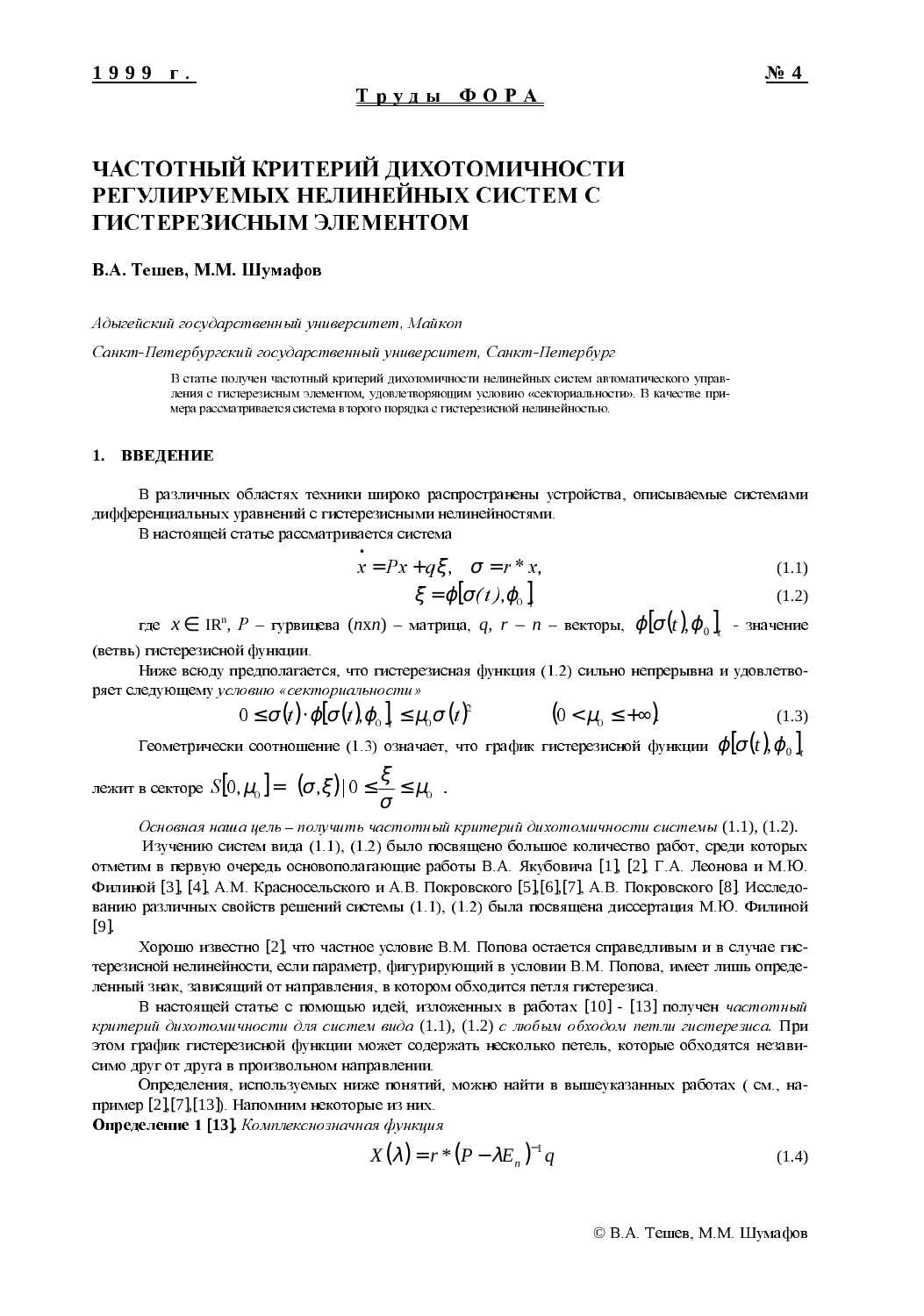# ЧАСТОТНЫЙ КРИТЕРИЙ ДИХОТОМИЧНОСТИ РЕГУЛИРУЕМЫХ НЕЛИНЕЙНЫХ СИСТЕМ С ГИСТЕРЕЗИСНЫМ ЭЛЕМЕНТОМ

**В.А. Тешев, М.М. Шумафов**

*Адыгейский государственный университет, Майкоп*

*Санкт-Петербургский государственный университет, Санкт-Петербург*

В статье получен частотный критерий дихотомичности нелинейных систем автоматического управления с гистерезисным элементом, удовлетворяющим условию «секториальности». В качестве примера рассматривается система второго порядка с гистерезисной нелинейностью.

## 1. ВВЕДЕНИЕ

В различных областях техники широко распространены устройства, описываемые системами дифференциальных уравнений с гистерезисными нелинейностями.

В настоящей статье рассматривается система

$$\dot{x} = Px + q\xi, \quad \sigma = r^* x, \tag{1.1}$$

$$\xi = \phi[\sigma(t), \phi_0]_t \tag{1.2}$$

где $x \in \mathrm{IR}^n$, $P$ – гурвицева $(n \times n)$ – матрица, $q$, $r$ – $n$ – векторы, $\phi[\sigma(t), \phi_0]_t$ - значение (ветвь) гистерезисной функции.

Ниже всюду предполагается, что гистерезисная функция (1.2) сильно непрерывна и удовлетворяет следующему *условию «секториальности»*

$$0 \le \sigma(t) \cdot \phi[\sigma(t), \phi_0]_t \le \mu_0 \sigma(t)^2 \qquad (0 < \mu_0 \le +\infty) \tag{1.3}$$

Геометрически соотношение (1.3) означает, что график гистерезисной функции $\phi[\sigma(t), \phi_0]_t$ лежит в секторе $S[0, \mu_0] = \left\{ (\sigma, \xi) \,|\, 0 \le \dfrac{\xi}{\sigma} \le \mu_0 \right\}$.

*Основная наша цель – получить частотный критерий дихотомичности системы* (1.1), (1.2).

Изучению систем вида (1.1), (1.2) было посвящено большое количество работ, среди которых отметим в первую очередь основополагающие работы В.А. Якубовича [1], [2], Г.А. Леонова и М.Ю. Филиной [3], [4], А.М. Красносельского и А.В. Покровского [5],[6],[7], А.В. Покровского [8]. Исследованию различных свойств решений системы (1.1), (1.2) была посвящена диссертация М.Ю. Филиной [9].

Хорошо известно [2], что частное условие В.М. Попова остается справедливым и в случае гистерезисной нелинейности, если параметр, фигурирующий в условии В.М. Попова, имеет лишь определенный знак, зависящий от направления, в котором обходится петля гистерезиса.

В настоящей статье с помощью идей, изложенных в работах [10] - [13] получен *частотный критерий дихотомичности для систем вида* (1.1), (1.2) *с любым обходом петли гистерезиса.* При этом график гистерезисной функции может содержать несколько петель, которые обходятся независимо друг от друга в произвольном направлении.

Определения, используемых ниже понятий, можно найти в вышеуказанных работах ( см., например [2],[7],[13]). Напомним некоторые из них.

**Определение 1 [13].** *Комплекснозначная функция*

$$X(\lambda) = r^*(P - \lambda E_n)^{-1} q \tag{1.4}$$

© В.А. Тешев, М.М. Шумафов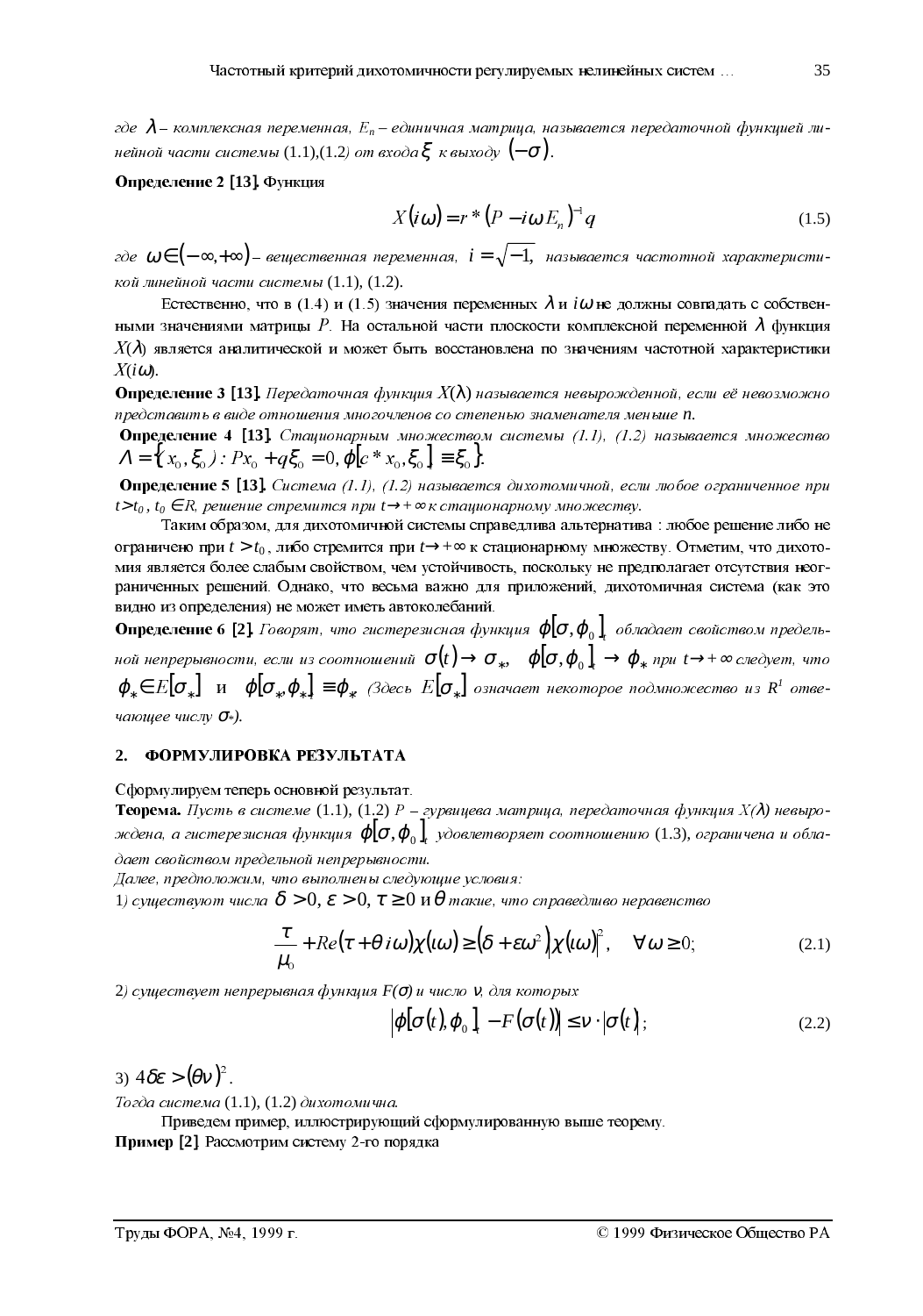где $\lambda$ – *комплексная переменная,* $E_n$ – *единичная матрица, называется передаточной функцией линейной части системы* (1.1),(1.2*) от входа* $\xi$ *к выходу* $(-\sigma)$.

**Определение 2 [13].** Функция

$$X(i\omega) = r^*(P - i\omega E_n)^{-1} q \tag{1.5}$$

*где* $\omega \in (-\infty, +\infty)$ – *вещественная переменная,* $i = \sqrt{-1}$, *называется частотной характеристикой линейной части системы* (1.1), (1.2).

Естественно, что в (1.4) и (1.5) значения переменных $\lambda$ и $i\omega$ не должны совпадать с собственными значениями матрицы $P$. На остальной части плоскости комплексной переменной $\lambda$ функция $X(\lambda)$ является аналитической и может быть восстановлена по значениям частотной характеристики $X(i\omega)$.

**Определение 3 [13].** *Передаточная функция* $X(\lambda)$ *называется невырожденной, если её невозможно представить в виде отношения многочленов со степенью знаменателя меньше* $n$.

**Определение 4 [13].** *Стационарным множеством системы (1.1), (1.2) называется множество* $\Lambda = \{(x_0, \xi_0) : Px_0 + q\xi_0 = 0, \varphi[c^* x_0, \xi_0]_t \equiv \xi_0\}$.

**Определение 5 [13].** *Система (1.1), (1.2) называется дихотомичной, если любое ограниченное при* $t > t_0$, $t_0 \in R$, *решение стремится при* $t \to +\infty$ *к стационарному множеству.*

Таким образом, для дихотомичной системы справедлива альтернатива : любое решение либо не ограничено при $t > t_0$, либо стремится при $t \to +\infty$ к стационарному множеству. Отметим, что дихотомия является более слабым свойством, чем устойчивость, поскольку не предполагает отсутствия неограниченных решений. Однако, что весьма важно для приложений, дихотомичная система (как это видно из определения) не может иметь автоколебаний.

**Определение 6 [2].** *Говорят, что гистерезисная функция* $\varphi[\sigma, \varphi_0]_t$ *обладает свойством предельной непрерывности, если из соотношений* $\sigma(t) \to \sigma_*$, $\varphi[\sigma, \varphi_0]_t \to \varphi_*$ *при* $t \to +\infty$ *следует, что* $\varphi_* \in E[\sigma_*]$ и $\varphi[\sigma_*, \varphi_*]_t \equiv \varphi_*$ *(Здесь* $E[\sigma_*]$ *означает некоторое подмножество из* $R^1$ *отвечающее числу* $\sigma_*$*).*

## 2. ФОРМУЛИРОВКА РЕЗУЛЬТАТА

Сформулируем теперь основной результат.

**Теорема.** *Пусть в системе* (1.1), (1.2) $P$ – *гурвицева матрица, передаточная функция* $X(\lambda)$ *невырождена, а гистерезисная функция* $\varphi[\sigma, \varphi_0]_t$ *удовлетворяет соотношению* (1.3), *ограничена и обладает свойством предельной непрерывности.*

*Далее, предположим, что выполнены следующие условия:*

1*) существуют числа* $\delta > 0$, $\varepsilon > 0$, $\tau \geq 0$ и $\theta$ *такие, что справедливо неравенство*

$$\frac{\tau}{\mu_0} + Re(\tau + \theta i\omega)\chi(\iota\omega) \geq (\delta + \varepsilon\omega^2)|\chi(\iota\omega)|^2, \quad \forall \omega \geq 0; \tag{2.1}$$

2*) существует непрерывная функция* $F(\sigma)$ *и число* $\nu$, *для которых*

$$\left|\varphi[\sigma(t), \varphi_0]_t - F(\sigma(t))\right| \leq \nu \cdot |\sigma(t)|; \tag{2.2}$$

3) $4\delta\varepsilon > (\theta\nu)^2$.

*Тогда система* (1.1), (1.2) *дихотомична.*

Приведем пример, иллюстрирующий сформулированную выше теорему.

**Пример [2].** Рассмотрим систему 2-го порядка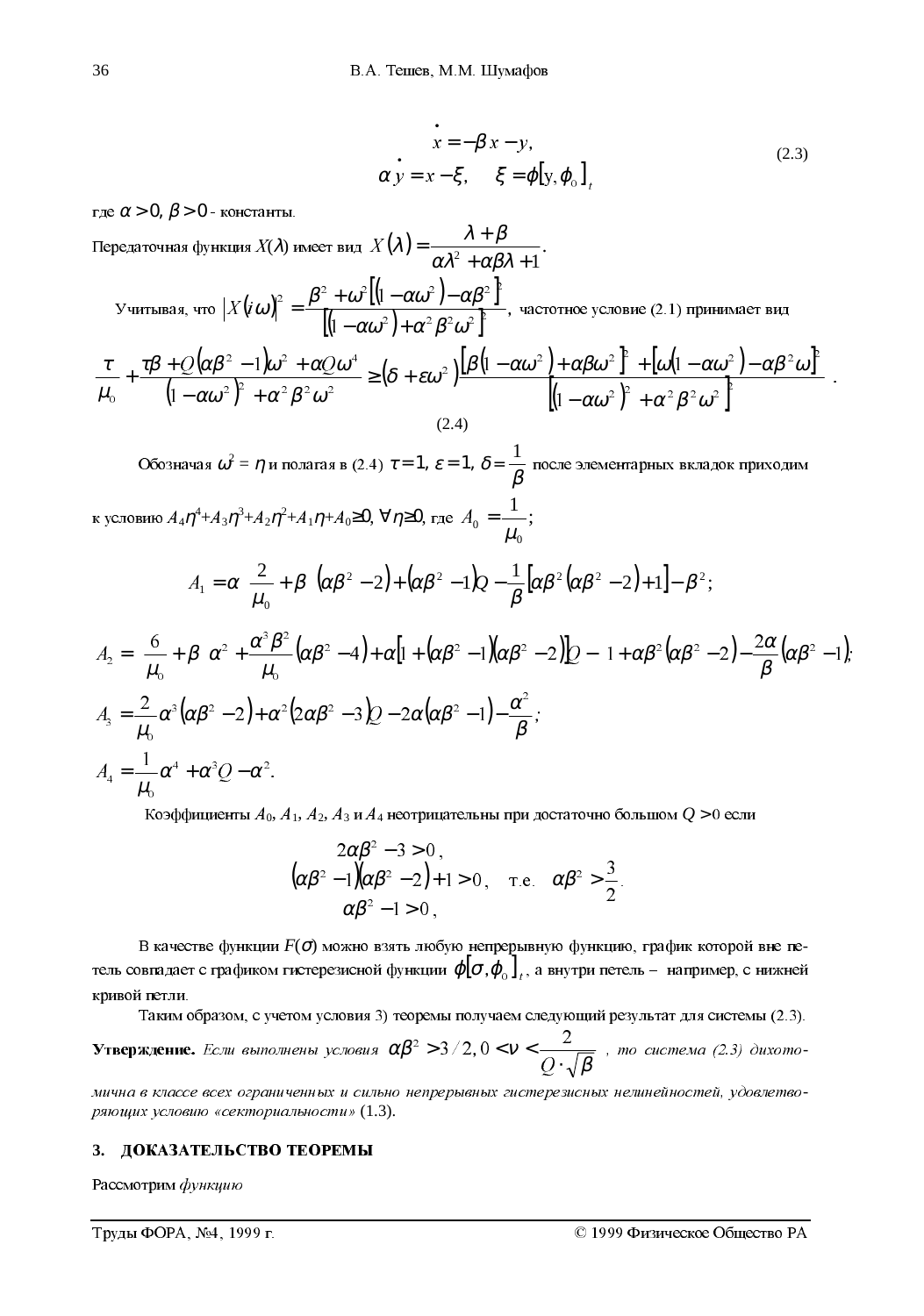$$\dot{x} = -\beta x - y,$$
$$\alpha \dot{y} = x - \xi, \quad \xi = \phi[y, \phi_0]_t \tag{2.3}$$

где $\alpha > 0$, $\beta > 0$ - константы.

Передаточная функция $X(\lambda)$ имеет вид $X(\lambda) = \dfrac{\lambda + \beta}{\alpha\lambda^2 + \alpha\beta\lambda + 1}$.

Учитывая, что $\left|X(i\omega)\right|^2 = \dfrac{\beta^2 + \omega^2\left[\left(1 - \alpha\omega^2\right) - \alpha\beta^2\right]^2}{\left[\left(1 - \alpha\omega^2\right) + \alpha^2\beta^2\omega^2\right]^2}$, частотное условие (2.1) принимает вид

$$\frac{\tau}{\mu_0} + \frac{\tau\beta + Q\left(\alpha\beta^2 - 1\right)\omega^2 + \alpha Q\omega^4}{\left(1 - \alpha\omega^2\right)^2 + \alpha^2\beta^2\omega^2} \geq \left(\delta + \varepsilon\omega^2\right)\frac{\left[\beta\left(1 - \alpha\omega^2\right) + \alpha\beta\omega^2\right]^2 + \left[\omega\left(1 - \alpha\omega^2\right) - \alpha\beta^2\omega\right]^2}{\left[\left(1 - \alpha\omega^2\right)^2 + \alpha^2\beta^2\omega^2\right]^2}. \tag{2.4}$$

Обозначая $\omega^2 = \eta$ и полагая в (2.4) $\tau = 1$, $\varepsilon = 1$, $\delta = \dfrac{1}{\beta}$ после элементарных вкладок приходим

к условию $A_4\eta^4 + A_3\eta^3 + A_2\eta^2 + A_1\eta + A_0 \geq 0$, $\forall \eta \geq 0$, где $A_0 = \dfrac{1}{\mu_0}$;

$$A_1 = \alpha\left(\frac{2}{\mu_0} + \beta\right)\left(\alpha\beta^2 - 2\right) + \left(\alpha\beta^2 - 1\right)Q - \frac{1}{\beta}\left[\alpha\beta^2\left(\alpha\beta^2 - 2\right) + 1\right] - \beta^2;$$

$$A_2 = \left(\frac{6}{\mu_0} + \beta\right)\alpha^2 + \frac{\alpha^3\beta^2}{\mu_0}\left(\alpha\beta^2 - 4\right) + \alpha\left[1 + \left(\alpha\beta^2 - 1\right)\left(\alpha\beta^2 - 2\right)\right]Q - \left(1 + \alpha\beta^2\left(\alpha\beta^2 - 2\right)\right) - \frac{2\alpha}{\beta}\left(\alpha\beta^2 - 1\right);$$

$$A_3 = \frac{2}{\mu_0}\alpha^3\left(\alpha\beta^2 - 2\right) + \alpha^2\left(2\alpha\beta^2 - 3\right)Q - 2\alpha\left(\alpha\beta^2 - 1\right) - \frac{\alpha^2}{\beta};$$

$$A_4 = \frac{1}{\mu_0}\alpha^4 + \alpha^3 Q - \alpha^2.$$

Коэффициенты $A_0$, $A_1$, $A_2$, $A_3$ и $A_4$ неотрицательны при достаточно большом $Q > 0$ если

$$\begin{aligned} &2\alpha\beta^2 - 3 > 0, \\ &\left(\alpha\beta^2 - 1\right)\left(\alpha\beta^2 - 2\right) + 1 > 0, \quad \text{т.е.} \quad \alpha\beta^2 > \frac{3}{2}. \\ &\alpha\beta^2 - 1 > 0, \end{aligned}$$

В качестве функции $F(\sigma)$ можно взять любую непрерывную функцию, график которой вне петель совпадает с графиком гистерезисной функции $\phi[\sigma, \phi_0]_t$, а внутри петель – например, с нижней кривой петли.

Таким образом, с учетом условия 3) теоремы получаем следующий результат для системы (2.3).

**Утверждение.** *Если выполнены условия* $\alpha\beta^2 > 3/2$, $0 < \nu < \dfrac{2}{Q \cdot \sqrt{\beta}}$ *, то система (2.3) дихотомична в классе всех ограниченных и сильно непрерывных гистерезисных нелинейностей, удовлетворяющих условию «секториальности»* (1.3).

## 3. ДОКАЗАТЕЛЬСТВО ТЕОРЕМЫ

Рассмотрим *функцию*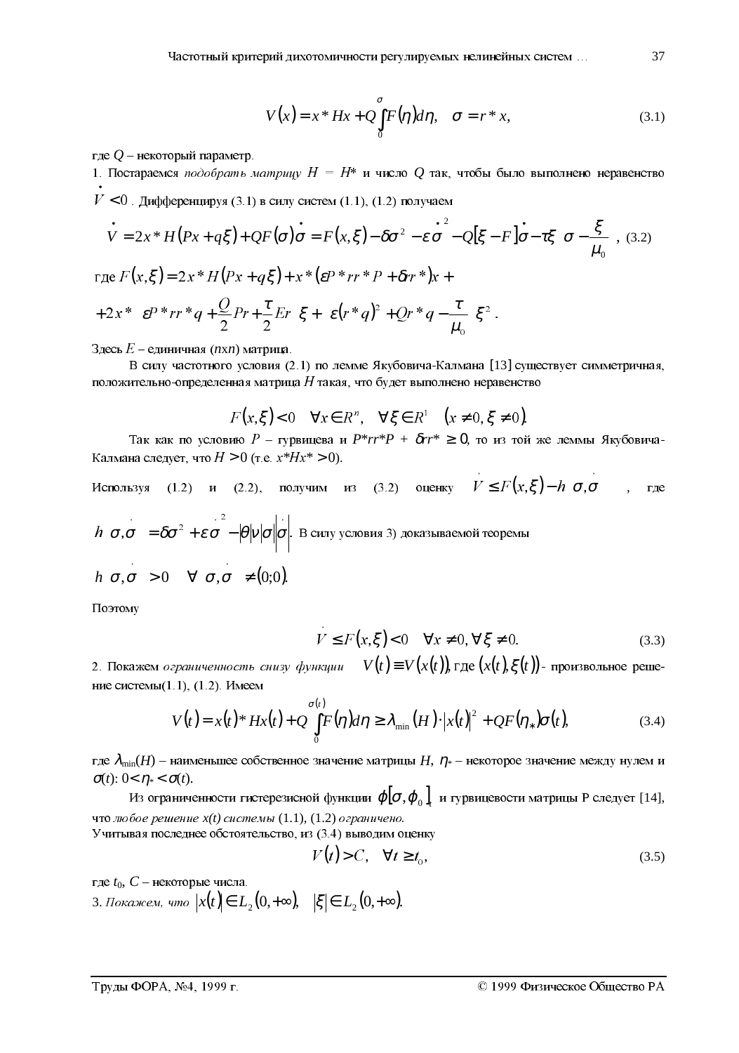$$V(x) = x^* Hx + Q\int_0^{\sigma} F(\eta)d\eta, \quad \sigma = r^* x, \tag{3.1}$$

где $Q$ – некоторый параметр.

1. Постараемся *подобрать матрицу* $H = H^*$ и число $Q$ так, чтобы было выполнено неравенство $\dot{V} < 0$. Дифференцируя (3.1) в силу систем (1.1), (1.2) получаем

$$\dot{V} = 2x^* H(Px + q\xi) + QF(\sigma)\dot{\sigma} = F(x,\xi) - \delta\sigma^2 - \varepsilon\dot{\sigma}^2 - Q[\xi - F]\dot{\sigma} - \tau\xi\left(\sigma - \frac{\xi}{\mu_0}\right), \tag{3.2}$$

где $F(x,\xi) = 2x^* H(Px + q\xi) + x^*(\varepsilon P^* rr^* P + \delta rr^*)x +$

$$+ 2x^*\left(\varepsilon P^* rr^* q + \frac{Q}{2}Pr + \frac{\tau}{2}Er\right)\xi + \left(\varepsilon(r^* q)^2 + Qr^* q - \frac{\tau}{\mu_0}\right)\xi^2 .$$

Здесь $E$ – единичная ($n$x$n$) матрица.

В силу частотного условия (2.1) по лемме Якубовича-Калмана [13] существует симметричная, положительно-определенная матрица $H$ такая, что будет выполнено неравенство

$$F(x,\xi) < 0 \quad \forall x \in R^n, \quad \forall \xi \in R^1 \quad (x \neq 0, \xi \neq 0).$$

Так как по условию $P$ – гурвицева и $P^*rr^*P + \delta rr^* \geq 0$, то из той же леммы Якубовича-Калмана следует, что $H > 0$ (т.е. $x^*Hx^* > 0$).

Используя (1.2) и (2.2), получим из (3.2) оценку $\dot{V} \leq F(x,\xi) - h\left(\sigma, \dot{\sigma}\right)$, где $h\left(\sigma, \dot{\sigma}\right) = \delta\sigma^2 + \varepsilon\dot{\sigma}^2 - |\theta||\nu||\sigma||\dot{\sigma}|$. В силу условия 3) доказываемой теоремы

$$h\left(\sigma, \dot{\sigma}\right) > 0 \quad \forall \left(\sigma, \dot{\sigma}\right) \neq (0;0).$$

Поэтому

$$\dot{V} \leq F(x,\xi) < 0 \quad \forall x \neq 0, \forall \xi \neq 0. \tag{3.3}$$

2. Покажем *ограниченность снизу функции* $V(t) \equiv V(x(t))$, где $(x(t), \xi(t))$ - произвольное решение системы(1.1), (1.2). Имеем

$$V(t) = x(t)^* Hx(t) + Q\int_0^{\sigma(t)} F(\eta)d\eta \geq \lambda_{\min}(H)\cdot|x(t)|^2 + QF(\eta_*)\sigma(t), \tag{3.4}$$

где $\lambda_{\min}(H)$ – наименьшее собственное значение матрицы $H$, $\eta_*$ – некоторое значение между нулем и $\sigma(t)$: $0 < \eta_* < \sigma(t)$.

Из ограниченности гистерезисной функции $\varphi[\sigma, \varphi_0]_t$ и гурвицевости матрицы P следует [14], что *любое решение* $x(t)$ *системы* (1.1), (1.2) *ограничено.*

Учитывая последнее обстоятельство, из (3.4) выводим оценку

$$V(t) > C, \quad \forall t \geq t_0, \tag{3.5}$$

где $t_0$, $C$ – некоторые числа.

3. *Покажем, что* $|x(t)| \in L_2(0,+\infty), \quad |\xi| \in L_2(0,+\infty).$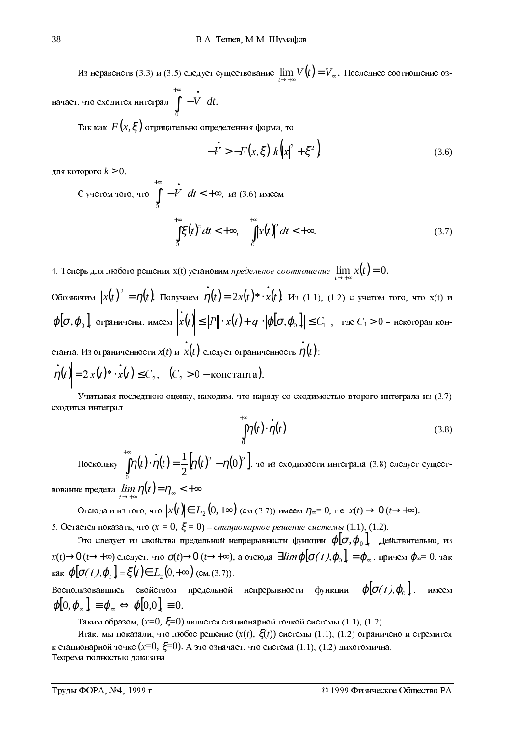Из неравенств (3.3) и (3.5) следует существование $\lim_{t\to+\infty} V(t) = V_\infty$. Последнее соотношение означает, что сходится интеграл $\int_0^{+\infty} -\dot{V}\ dt$.

Так как $F(x,\xi)$ отрицательно определенная форма, то

$$-\dot{V} > -F(x,\xi)\ k\left(|x|^2 + \xi^2\right), \tag{3.6}$$

для которого $k > 0$.

С учетом того, что $\int_0^{+\infty} -\dot{V}\ dt < +\infty$, из (3.6) имеем

$$\int_0^{+\infty} \xi(t)^2 dt < +\infty, \quad \int_0^{+\infty} |x(t)|^2 dt < +\infty. \tag{3.7}$$

4. Теперь для любого решения x(t) установим *предельное соотношение* $\lim_{t\to+\infty} x(t) = 0$.

Обозначим $|x(t)|^2 = \eta(t)$. Получаем $\dot{\eta}(t) = 2x(t)^* \cdot \dot{x}(t)$. Из (1.1), (1.2) с учетом того, что x(t) и $\phi[\sigma,\phi_0]_t$ ограничены, имеем $\left|\dot{x}(t)\right| \le \|P\| \cdot x(t) + |q| \cdot \left|\phi[\sigma,\phi_0]_t\right| \le C_1$, где $C_1 > 0$ – некоторая константа. Из ограниченности $x(t)$ и $\dot{x}(t)$ следует ограниченность $\dot{\eta}(t)$:

$\left|\dot{\eta}(t)\right| = 2\left|x(t)^* \cdot \dot{x}(t)\right| \le C_2, \quad (C_2 > 0 - \text{константа}).$

Учитывая последнюю оценку, находим, что наряду со сходимостью второго интеграла из (3.7) сходится интеграл

$$\int_0^{+\infty} \eta(t) \cdot \dot{\eta}(t) \tag{3.8}$$

Поскольку $\int_0^{+\infty} \eta(t) \cdot \dot{\eta}(t) = \frac{1}{2}\left[\eta(t)^2 - \eta(0)^2\right]$, то из сходимости интеграла (3.8) следует существование предела $\lim_{t\to+\infty} \eta(t) = \eta_\infty < +\infty$.

Отсюда и из того, что $|x(t)| \in L_2(0,+\infty)$ (см.(3.7)) имеем $\eta_\infty = 0$, т.е. $x(t) \to 0$ $(t \to +\infty)$.

5. Остается показать, что ($x = 0$, $\xi = 0$) – *стационарное решение системы* (1.1), (1.2).

Это следует из свойства предельной непрерывности функции $\phi[\sigma,\phi_0]_t$. Действительно, из $x(t) \to 0$ $(t \to +\infty)$ следует, что $\sigma(t) \to 0$ $(t \to +\infty)$, а отсюда $\exists \lim \phi[\sigma(t),\phi_0]_t = \phi_\infty$, причем $\phi_\infty = 0$, так как $\phi[\sigma(t),\phi_0]_t = \xi(t) \in L_2(0,+\infty)$ (см.(3.7)).

Воспользовавшись свойством предельной непрерывности функции $\phi[\sigma(t),\phi_0]_t$, имеем $\phi[0,\phi_\infty]_t \equiv \phi_\infty \Leftrightarrow \phi[0,0]_t \equiv 0$.

Таким образом, ($x$=0, $\xi$=0) является стационарной точкой системы (1.1), (1.2).

Итак, мы показали, что любое решение ($x(t)$, $\xi(t)$) системы (1.1), (1.2) ограничено и стремится к стационарной точке ($x$=0, $\xi$=0). А это означает, что система (1.1), (1.2) дихотомична.

Теорема полностью доказана.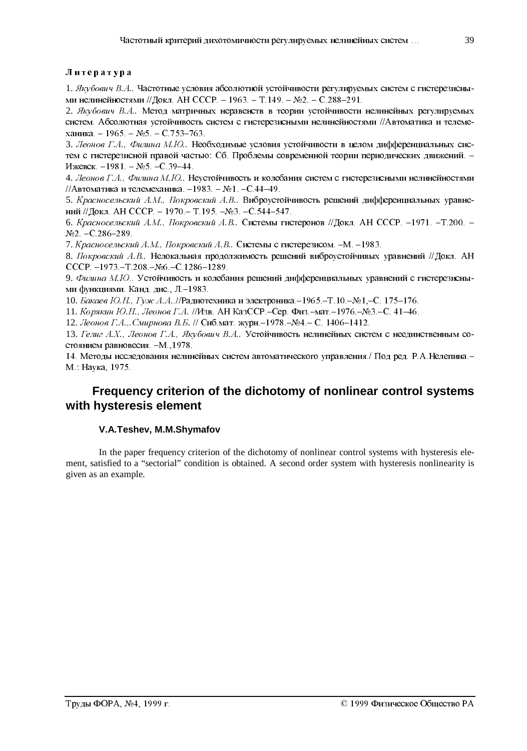**Литература**

1. *Якубович В.А.*. Частотные условия абсолютной устойчивости регулируемых систем с гистерезисными нелинейностями //Докл. АН СССР. – 1963. – Т.149. – №2. – С.288–291.
2. *Якубович В.А.*. Метод матричных неравенств в теории устойчивости нелинейных регулируемых систем. Абсолютная устойчивость систем с гистерезисными нелинейностями //Автоматика и телемеханика. – 1965. – №5. – С.753–763.
3. *Леонов Г.А., Филина М.Ю.*. Необходимые условия устойчивости в целом дифференциальных систем с гистерезисной правой частью: Сб. Проблемы современной теории периодических движений. – Ижевск. –1981. – №5. –С.39–44.
4. *Леонов Г.А., Филина М.Ю.*. Неустойчивость и колебания систем с гистерезисными нелинейностями //Автоматика и телемеханика. –1983. – №1. –С.44–49.
5. *Красносельский А.М., Покровский А.В.*. Виброустойчивость решений дифференциальных уравнений //Докл. АН СССР. – 1970.– Т.195. –№3. –С.544–547.
6. *Красносельский А.М., Покровский А.В.*. Системы гистеронов //Докл. АН СССР. –1971. –Т.200. –№2. –С.286–289.
7. *Красносельский А.М., Покровский А.В.*. Системы с гистерезисом. –М. –1983.
8. *Покровский А.В.*. Нелокальная продолжимость решений виброустойчивых уравнений //Докл. АН СССР. –1973.–Т.208.–№6.–С.1286–1289.
9. *Филина М.Ю.*. Устойчивость и колебания решений дифференциальных уравнений с гистерезисными функциями. Канд. дис., Л.–1983.
10. *Бакаев Ю.Н., Гуж А.А.*.//Радиотехника и электроника.–1965.–Т.10.–№1,–С. 175–176.
11. *Корякин Ю.Н., Леонов Г.А.* //Изв. АН КазССР.–Сер. Физ.–мат.–1976.–№3.–С. 41–46.
12. *Леонов Г.А.,.Смирнова В.Б.* // Сиб.мат. журн.–1978.–№4.– С. 1406–1412.
13. *Гелиг А.Х., Леонов Г.А., Якубович В.А.*. Устойчивость нелинейных систем с неединственным состоянием равновесия. –М.,1978.
14. Методы исследования нелинейных систем автоматического управления./ Под ред. Р.А.Нелепина.– М.: Наука, 1975.

## Frequency criterion of the dichotomy of nonlinear control systems with hysteresis element

**V.A.Teshev, M.M.Shymafov**

In the paper frequency criterion of the dichotomy of nonlinear control systems with hysteresis element, satisfied to a “sectorial” condition is obtained. A second order system with hysteresis nonlinearity is given as an example.